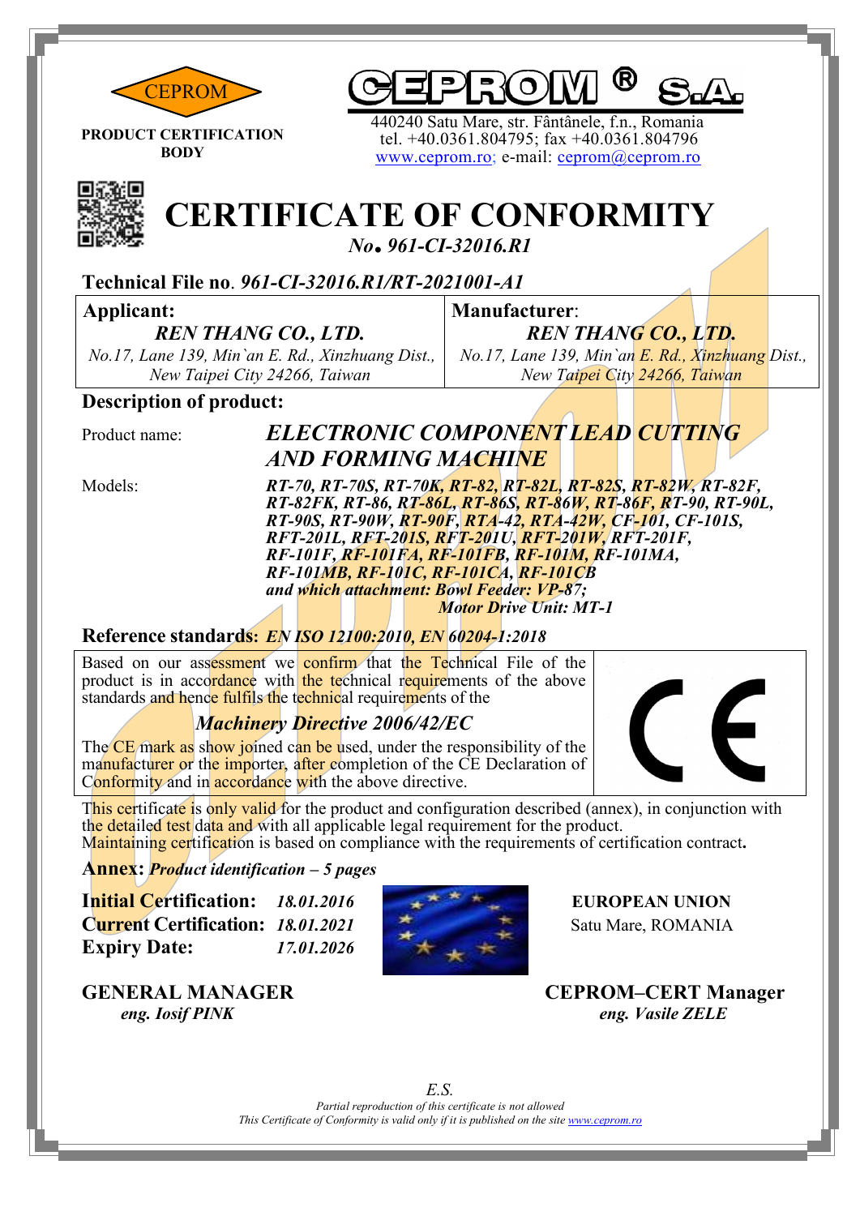CEPROM

**PRODUCT CERTIFICATION BODY**

**CEPROM ® S.A.**

440240 Satu Mare, str. Fântânele, f.n., Romania
tel. +40.0361.804795; fax +40.0361.804796
www.ceprom.ro; e-mail: ceprom@ceprom.ro

# CERTIFICATE OF CONFORMITY

***No. 961-CI-32016.R1***

**Technical File no.** *961-CI-32016.R1/RT-2021001-A1*

| **Applicant:** | **Manufacturer**: |
|---|---|
| ***REN THANG CO., LTD.*** | ***REN THANG CO., LTD.*** |
| *No.17, Lane 139, Min`an E. Rd., Xinzhuang Dist., New Taipei City 24266, Taiwan* | *No.17, Lane 139, Min`an E. Rd., Xinzhuang Dist., New Taipei City 24266, Taiwan* |

**Description of product:**

Product name: ***ELECTRONIC COMPONENT LEAD CUTTING AND FORMING MACHINE***

Models: ***RT-70, RT-70S, RT-70K, RT-82, RT-82L, RT-82S, RT-82W, RT-82F, RT-82FK, RT-86, RT-86L, RT-86S, RT-86W, RT-86F, RT-90, RT-90L, RT-90S, RT-90W, RT-90F, RTA-42, RTA-42W, CF-101, CF-101S, RFT-201L, RFT-201S, RFT-201U, RFT-201W, RFT-201F, RF-101F, RF-101FA, RF-101FB, RF-101M, RF-101MA, RF-101MB, RF-101C, RF-101CA, RF-101CB***
***and which attachment: Bowl Feeder: VP-87;***
***Motor Drive Unit: MT-1***

**Reference standards:** ***EN ISO 12100:2010, EN 60204-1:2018***

Based on our assessment we confirm that the Technical File of the product is in accordance with the technical requirements of the above standards and hence fulfils the technical requirements of the

***Machinery Directive 2006/42/EC***

The CE mark as show joined can be used, under the responsibility of the manufacturer or the importer, after completion of the CE Declaration of Conformity and in accordance with the above directive.

CE

This certificate is only valid for the product and configuration described (annex), in conjunction with the detailed test data and with all applicable legal requirement for the product.
Maintaining certification is based on compliance with the requirements of certification contract**.**

**Annex:** ***Product identification – 5 pages***

| | |
|---|---|
| **Initial Certification:** | *18.01.2016* |
| **Current Certification:** | *18.01.2021* |
| **Expiry Date:** | *17.01.2026* |

**EUROPEAN UNION**
Satu Mare, ROMANIA

**GENERAL MANAGER**
***eng. Iosif PINK***

**CEPROM–CERT Manager**
***eng. Vasile ZELE***

*E.S.*

*Partial reproduction of this certificate is not allowed*
*This Certificate of Conformity is valid only if it is published on the site www.ceprom.ro*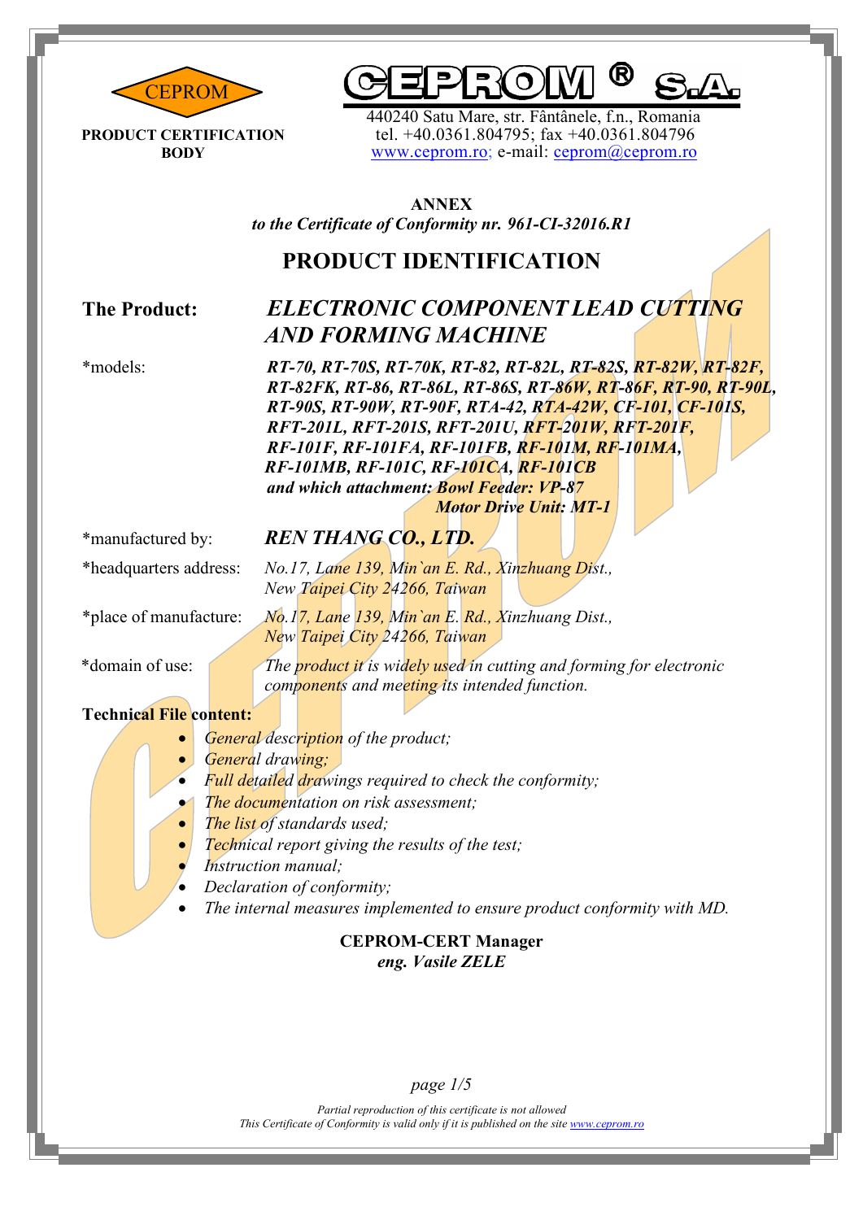CEPROM

**PRODUCT CERTIFICATION BODY**

**CEPROM ® S.A.**

440240 Satu Mare, str. Fântânele, f.n., Romania
tel. +40.0361.804795; fax +40.0361.804796
www.ceprom.ro; e-mail: ceprom@ceprom.ro

**ANNEX**

***to the Certificate of Conformity nr. 961-CI-32016.R1***

# PRODUCT IDENTIFICATION

**The Product:** ***ELECTRONIC COMPONENT LEAD CUTTING AND FORMING MACHINE***

*models: ***RT-70, RT-70S, RT-70K, RT-82, RT-82L, RT-82S, RT-82W, RT-82F, RT-82FK, RT-86, RT-86L, RT-86S, RT-86W, RT-86F, RT-90, RT-90L, RT-90S, RT-90W, RT-90F, RTA-42, RTA-42W, CF-101, CF-101S, RFT-201L, RFT-201S, RFT-201U, RFT-201W, RFT-201F, RF-101F, RF-101FA, RF-101FB, RF-101M, RF-101MA, RF-101MB, RF-101C, RF-101CA, RF-101CB and which attachment: Bowl Feeder: VP-87 Motor Drive Unit: MT-1***

*manufactured by: ***REN THANG CO., LTD.***

*headquarters address: *No.17, Lane 139, Min`an E. Rd., Xinzhuang Dist., New Taipei City 24266, Taiwan*

*place of manufacture: *No.17, Lane 139, Min`an E. Rd., Xinzhuang Dist., New Taipei City 24266, Taiwan*

*domain of use: *The product it is widely used in cutting and forming for electronic components and meeting its intended function.*

**Technical File content:**

- *General description of the product;*
- *General drawing;*
- *Full detailed drawings required to check the conformity;*
- *The documentation on risk assessment;*
- *The list of standards used;*
- *Technical report giving the results of the test;*
- *Instruction manual;*
- *Declaration of conformity;*
- *The internal measures implemented to ensure product conformity with MD.*

**CEPROM-CERT Manager**
***eng. Vasile ZELE***

*Partial reproduction of this certificate is not allowed*
*This Certificate of Conformity is valid only if it is published on the site www.ceprom.ro*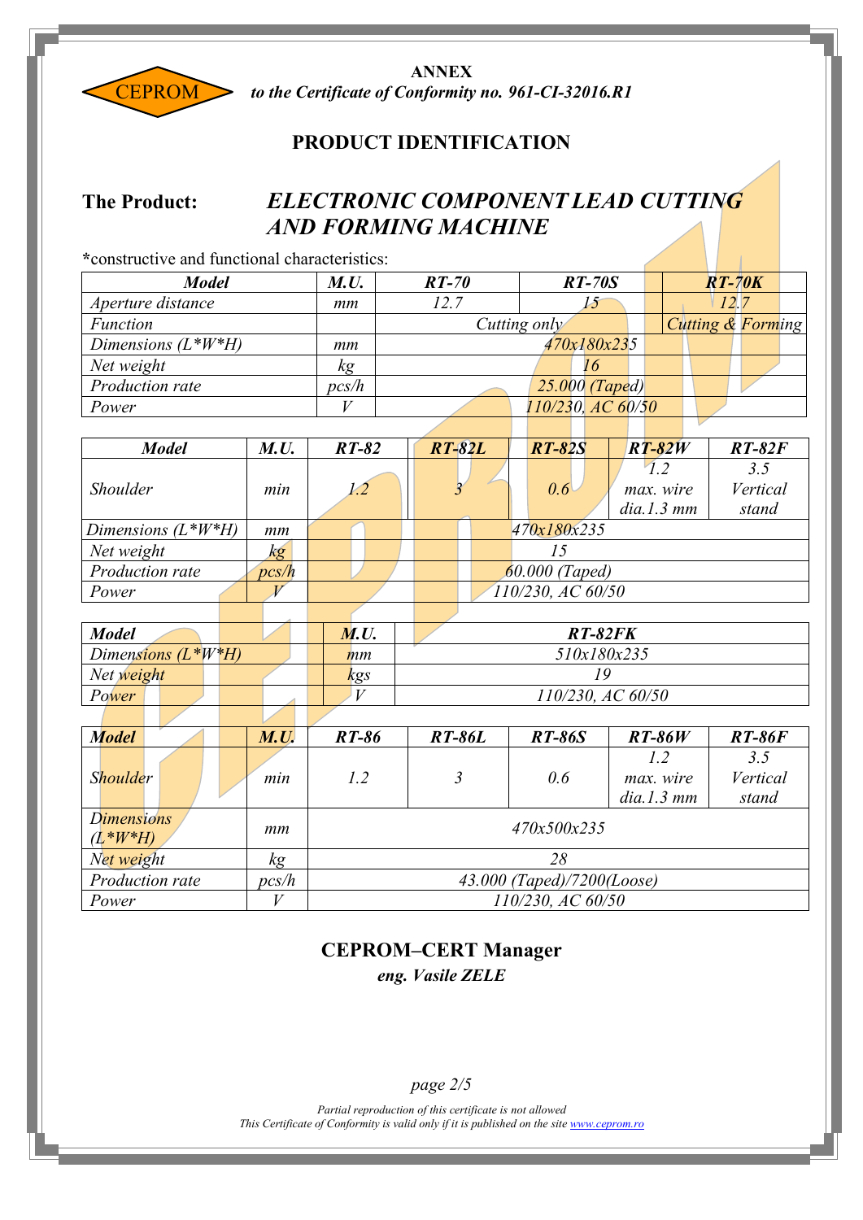**ANNEX**
***to the Certificate of Conformity no. 961-CI-32016.R1***

## PRODUCT IDENTIFICATION

**The Product:** ***ELECTRONIC COMPONENT LEAD CUTTING AND FORMING MACHINE***

***constructive and functional characteristics:

| *Model* | *M.U.* | *RT-70* | *RT-70S* | *RT-70K* |
|---|---|---|---|---|
| *Aperture distance* | *mm* | *12.7* | *15* | *12.7* |
| *Function* | | *Cutting only* | | *Cutting & Forming* |
| *Dimensions (L*W*H)* | *mm* | *470x180x235* | | |
| *Net weight* | *kg* | *16* | | |
| *Production rate* | *pcs/h* | *25.000 (Taped)* | | |
| *Power* | *V* | *110/230, AC 60/50* | | |

| *Model* | *M.U.* | *RT-82* | *RT-82L* | *RT-82S* | *RT-82W* | *RT-82F* |
|---|---|---|---|---|---|---|
| *Shoulder* | *min* | *1.2* | *3* | *0.6* | *1.2 max. wire dia.1.3 mm* | *3.5 Vertical stand* |
| *Dimensions (L*W*H)* | *mm* | *470x180x235* | | | | |
| *Net weight* | *kg* | *15* | | | | |
| *Production rate* | *pcs/h* | *60.000 (Taped)* | | | | |
| *Power* | *V* | *110/230, AC 60/50* | | | | |

| *Model* | *M.U.* | *RT-82FK* |
|---|---|---|
| *Dimensions (L*W*H)* | *mm* | *510x180x235* |
| *Net weight* | *kgs* | *19* |
| *Power* | *V* | *110/230, AC 60/50* |

| *Model* | *M.U.* | *RT-86* | *RT-86L* | *RT-86S* | *RT-86W* | *RT-86F* |
|---|---|---|---|---|---|---|
| *Shoulder* | *min* | *1.2* | *3* | *0.6* | *1.2 max. wire dia.1.3 mm* | *3.5 Vertical stand* |
| *Dimensions (L*W*H)* | *mm* | *470x500x235* | | | | |
| *Net weight* | *kg* | *28* | | | | |
| *Production rate* | *pcs/h* | *43.000 (Taped)/7200(Loose)* | | | | |
| *Power* | *V* | *110/230, AC 60/50* | | | | |

**CEPROM–CERT Manager**
***eng. Vasile ZELE***

*Partial reproduction of this certificate is not allowed*
*This Certificate of Conformity is valid only if it is published on the site www.ceprom.ro*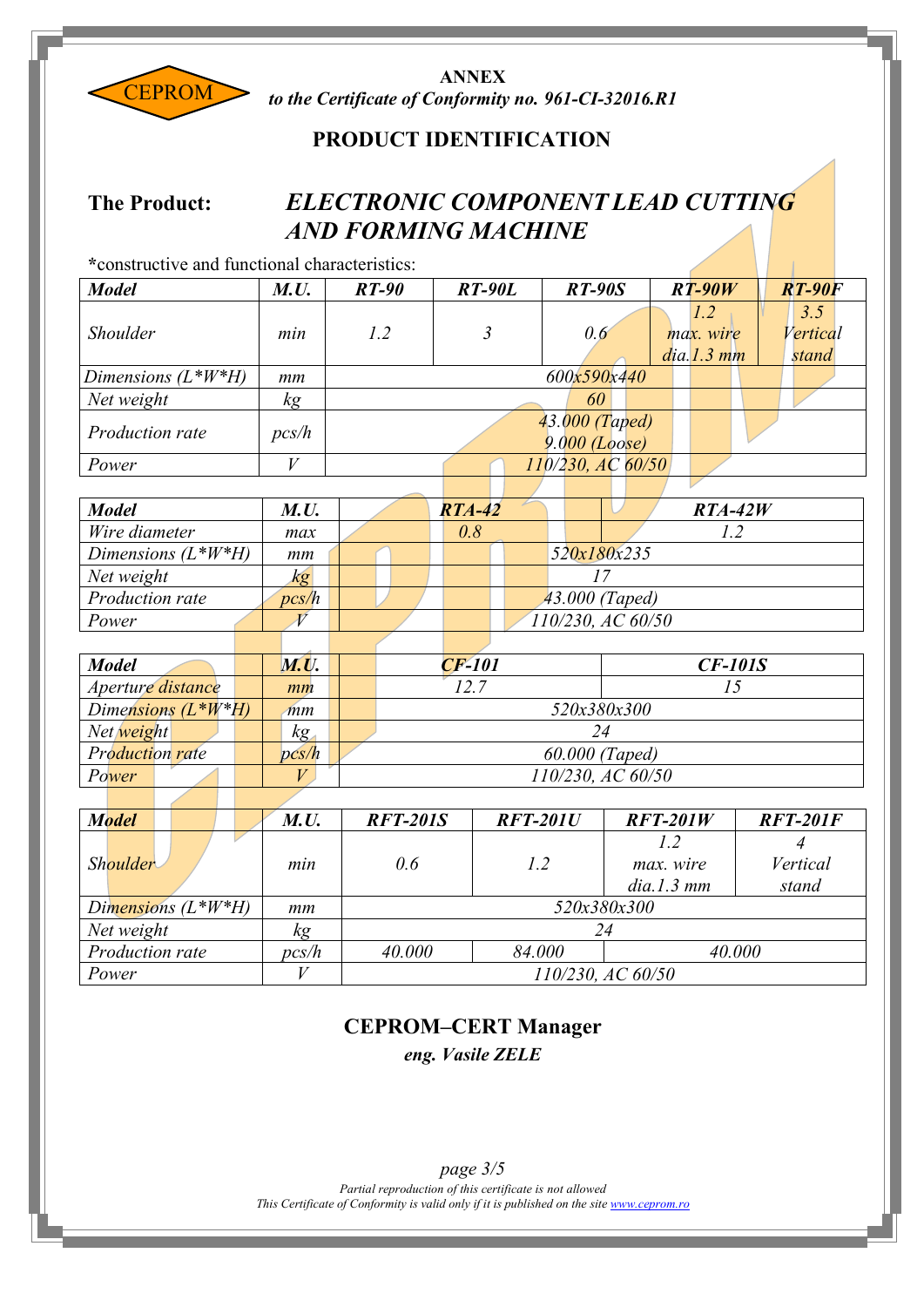CEPROM

**ANNEX**

*to the Certificate of Conformity no. 961-CI-32016.R1*

## PRODUCT IDENTIFICATION

**The Product:** ***ELECTRONIC COMPONENT LEAD CUTTING AND FORMING MACHINE***

*constructive and functional characteristics:

| *Model* | *M.U.* | *RT-90* | *RT-90L* | *RT-90S* | *RT-90W* | *RT-90F* |
|---|---|---|---|---|---|---|
| *Shoulder* | *min* | *1.2* | *3* | *0.6* | *1.2 max. wire dia.1.3 mm* | *3.5 Vertical stand* |
| *Dimensions (L\*W\*H)* | *mm* | *600x590x440* | | | | |
| *Net weight* | *kg* | *60* | | | | |
| *Production rate* | *pcs/h* | *43.000 (Taped) 9.000 (Loose)* | | | | |
| *Power* | *V* | *110/230, AC 60/50* | | | | |

| *Model* | *M.U.* | *RTA-42* | *RTA-42W* |
|---|---|---|---|
| *Wire diameter* | *max* | *0.8* | *1.2* |
| *Dimensions (L\*W\*H)* | *mm* | *520x180x235* | |
| *Net weight* | *kg* | *17* | |
| *Production rate* | *pcs/h* | *43.000 (Taped)* | |
| *Power* | *V* | *110/230, AC 60/50* | |

| *Model* | *M.U.* | *CF-101* | *CF-101S* |
|---|---|---|---|
| *Aperture distance* | *mm* | *12.7* | *15* |
| *Dimensions (L\*W\*H)* | *mm* | *520x380x300* | |
| *Net weight* | *kg* | *24* | |
| *Production rate* | *pcs/h* | *60.000 (Taped)* | |
| *Power* | *V* | *110/230, AC 60/50* | |

| *Model* | *M.U.* | *RFT-201S* | *RFT-201U* | *RFT-201W* | *RFT-201F* |
|---|---|---|---|---|---|
| *Shoulder* | *min* | *0.6* | *1.2* | *1.2 max. wire dia.1.3 mm* | *4 Vertical stand* |
| *Dimensions (L\*W\*H)* | *mm* | *520x380x300* | | | |
| *Net weight* | *kg* | *24* | | | |
| *Production rate* | *pcs/h* | *40.000* | *84.000* | *40.000* | |
| *Power* | *V* | *110/230, AC 60/50* | | | |

**CEPROM–CERT Manager**

***eng. Vasile ZELE***

*Partial reproduction of this certificate is not allowed*

*This Certificate of Conformity is valid only if it is published on the site www.ceprom.ro*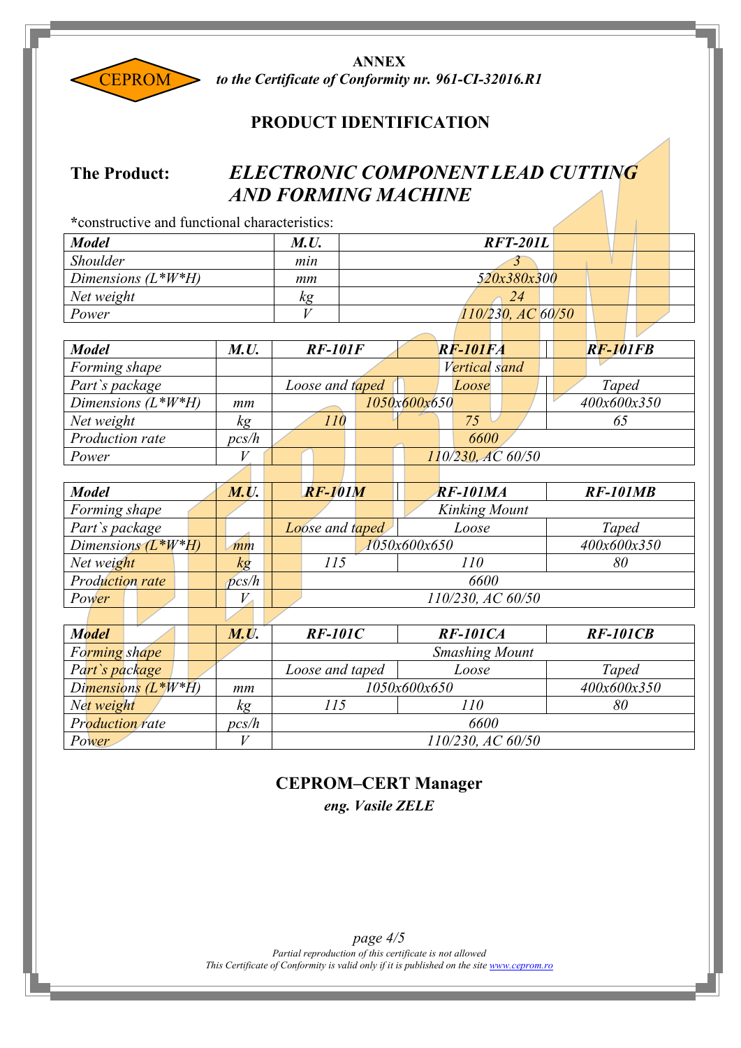**ANNEX**

***to the Certificate of Conformity nr. 961-CI-32016.R1***

## PRODUCT IDENTIFICATION

**The Product:** ***ELECTRONIC COMPONENT LEAD CUTTING AND FORMING MACHINE***

**\***constructive and functional characteristics:

| *Model* | *M.U.* | *RFT-201L* |
|---|---|---|
| *Shoulder* | *min* | *3* |
| *Dimensions (L*W*H)* | *mm* | *520x380x300* |
| *Net weight* | *kg* | *24* |
| *Power* | *V* | *110/230, AC 60/50* |

| *Model* | *M.U.* | *RF-101F* | *RF-101FA* | *RF-101FB* |
|---|---|---|---|---|
| *Forming shape* | | *Vertical sand* | | |
| *Part`s package* | | *Loose and taped* | *Loose* | *Taped* |
| *Dimensions (L*W*H)* | *mm* | *1050x600x650* | | *400x600x350* |
| *Net weight* | *kg* | *110* | *75* | *65* |
| *Production rate* | *pcs/h* | *6600* | | |
| *Power* | *V* | *110/230, AC 60/50* | | |

| *Model* | *M.U.* | *RF-101M* | *RF-101MA* | *RF-101MB* |
|---|---|---|---|---|
| *Forming shape* | | *Kinking Mount* | | |
| *Part`s package* | | *Loose and taped* | *Loose* | *Taped* |
| *Dimensions (L*W*H)* | *mm* | *1050x600x650* | | *400x600x350* |
| *Net weight* | *kg* | *115* | *110* | *80* |
| *Production rate* | *pcs/h* | *6600* | | |
| *Power* | *V* | *110/230, AC 60/50* | | |

| *Model* | *M.U.* | *RF-101C* | *RF-101CA* | *RF-101CB* |
|---|---|---|---|---|
| *Forming shape* | | *Smashing Mount* | | |
| *Part`s package* | | *Loose and taped* | *Loose* | *Taped* |
| *Dimensions (L*W*H)* | *mm* | *1050x600x650* | | *400x600x350* |
| *Net weight* | *kg* | *115* | *110* | *80* |
| *Production rate* | *pcs/h* | *6600* | | |
| *Power* | *V* | *110/230, AC 60/50* | | |

**CEPROM–CERT Manager**

***eng. Vasile ZELE***

*Partial reproduction of this certificate is not allowed*

*This Certificate of Conformity is valid only if it is published on the site www.ceprom.ro*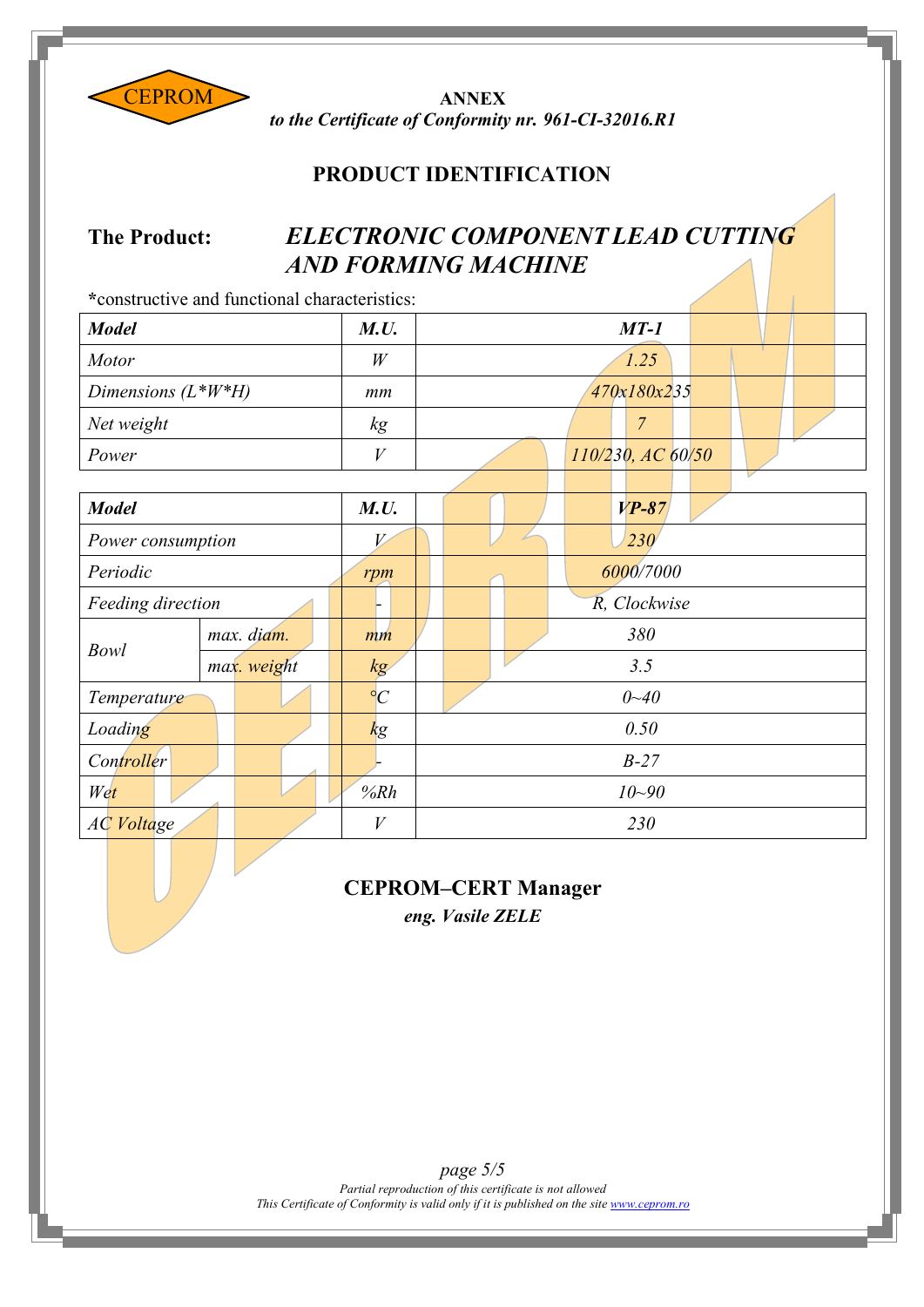CEPROM

**ANNEX**
***to the Certificate of Conformity nr. 961-CI-32016.R1***

## PRODUCT IDENTIFICATION

**The Product:** ***ELECTRONIC COMPONENT LEAD CUTTING AND FORMING MACHINE***

***constructive and functional characteristics:**

| ***Model*** | ***M.U.*** | ***MT-1*** |
|---|---|---|
| *Motor* | *W* | *1.25* |
| *Dimensions (L*W*H)* | *mm* | *470x180x235* |
| *Net weight* | *kg* | *7* |
| *Power* | *V* | *110/230, AC 60/50* |

| ***Model*** | | ***M.U.*** | ***VP-87*** |
|---|---|---|---|
| *Power consumption* | | *V* | *230* |
| *Periodic* | | *rpm* | *6000/7000* |
| *Feeding direction* | | *-* | *R, Clockwise* |
| *Bowl* | *max. diam.* | *mm* | *380* |
| | *max. weight* | *kg* | *3.5* |
| *Temperature* | | *°C* | *0~40* |
| *Loading* | | *kg* | *0.50* |
| *Controller* | | *-* | *B-27* |
| *Wet* | | *%Rh* | *10~90* |
| *AC Voltage* | | *V* | *230* |

**CEPROM–CERT Manager**
***eng. Vasile ZELE***

*Partial reproduction of this certificate is not allowed*
*This Certificate of Conformity is valid only if it is published on the site www.ceprom.ro*